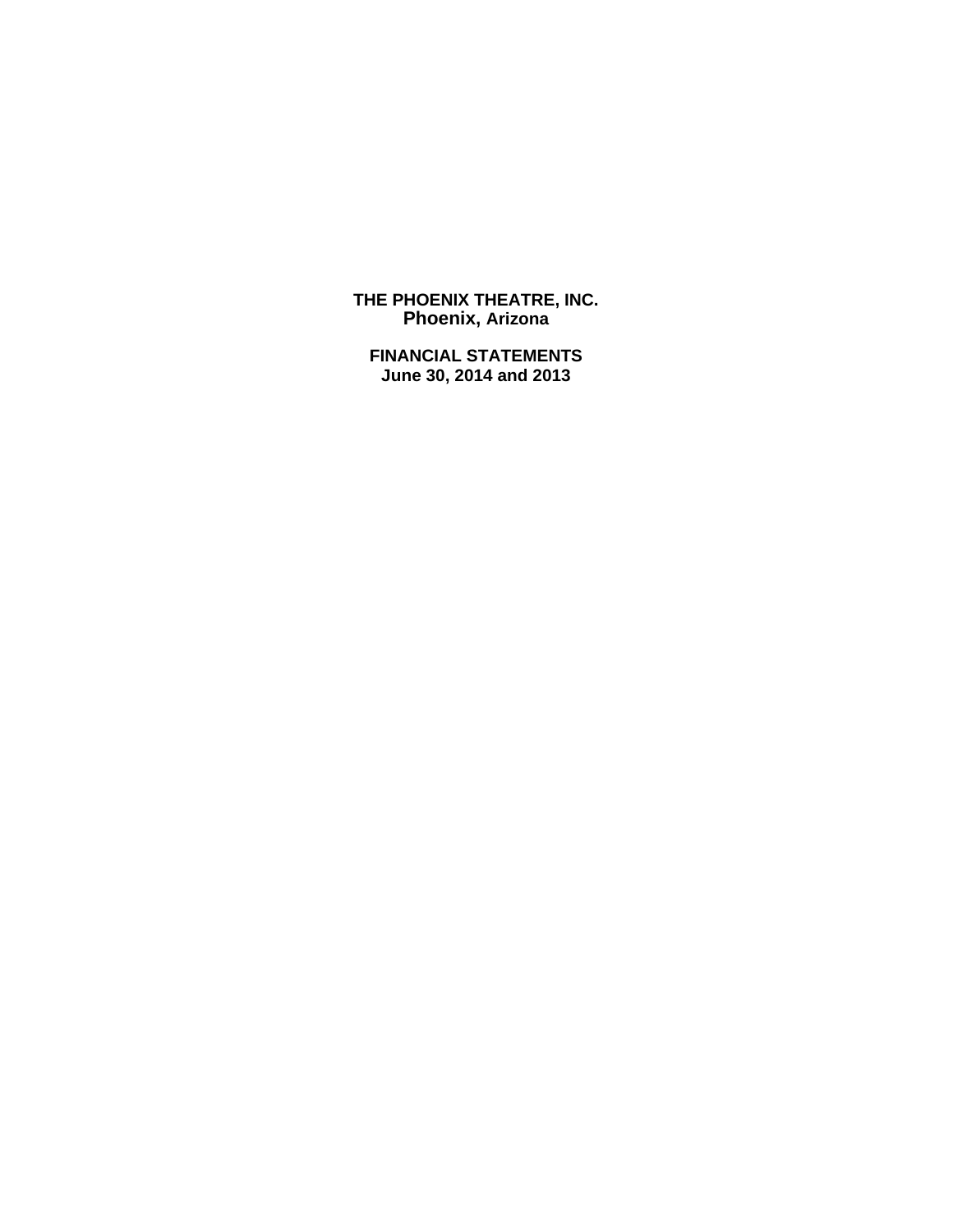# THE PHOENIX THEATRE, INC.
**Phoenix, Arizona**

## FINANCIAL STATEMENTS
**June 30, 2014 and 2013**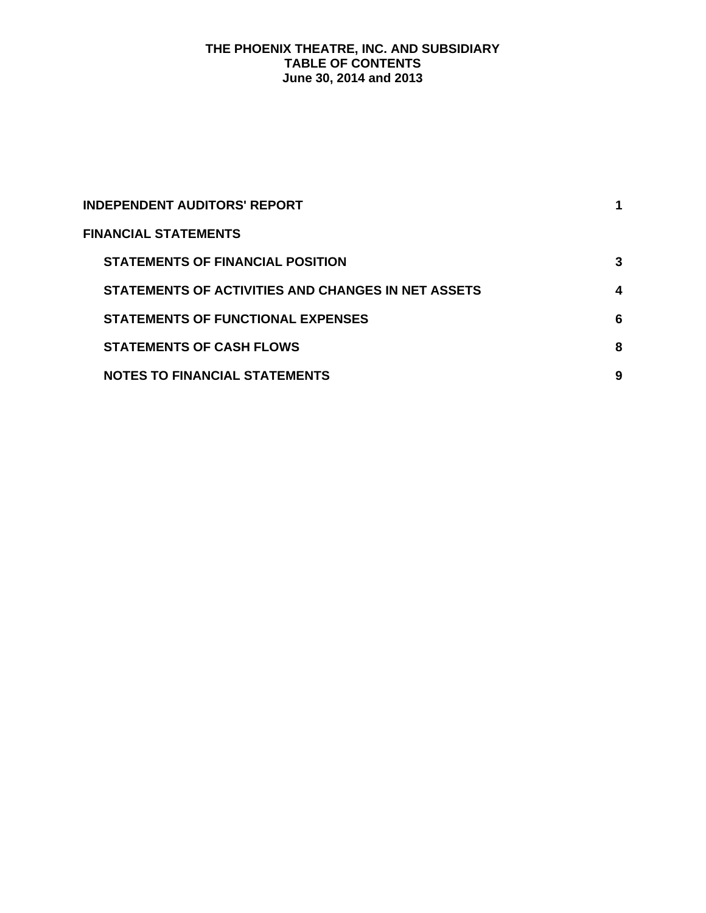# THE PHOENIX THEATRE, INC. AND SUBSIDIARY
## TABLE OF CONTENTS
### June 30, 2014 and 2013

| | |
|---|---|
| **INDEPENDENT AUDITORS' REPORT** | **1** |
| **FINANCIAL STATEMENTS** | |
| **STATEMENTS OF FINANCIAL POSITION** | **3** |
| **STATEMENTS OF ACTIVITIES AND CHANGES IN NET ASSETS** | **4** |
| **STATEMENTS OF FUNCTIONAL EXPENSES** | **6** |
| **STATEMENTS OF CASH FLOWS** | **8** |
| **NOTES TO FINANCIAL STATEMENTS** | **9** |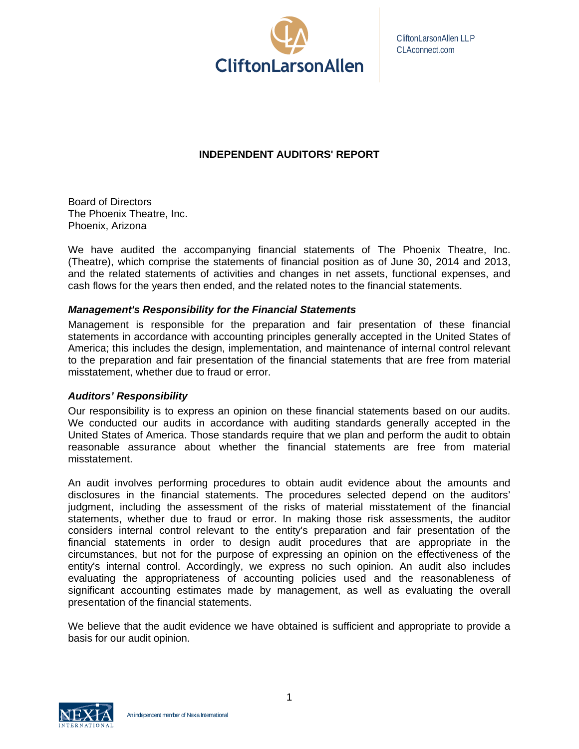CliftonLarsonAllen LLP
CLAconnect.com

# INDEPENDENT AUDITORS' REPORT

Board of Directors
The Phoenix Theatre, Inc.
Phoenix, Arizona

We have audited the accompanying financial statements of The Phoenix Theatre, Inc. (Theatre), which comprise the statements of financial position as of June 30, 2014 and 2013, and the related statements of activities and changes in net assets, functional expenses, and cash flows for the years then ended, and the related notes to the financial statements.

### *Management's Responsibility for the Financial Statements*

Management is responsible for the preparation and fair presentation of these financial statements in accordance with accounting principles generally accepted in the United States of America; this includes the design, implementation, and maintenance of internal control relevant to the preparation and fair presentation of the financial statements that are free from material misstatement, whether due to fraud or error.

### *Auditors' Responsibility*

Our responsibility is to express an opinion on these financial statements based on our audits. We conducted our audits in accordance with auditing standards generally accepted in the United States of America. Those standards require that we plan and perform the audit to obtain reasonable assurance about whether the financial statements are free from material misstatement.

An audit involves performing procedures to obtain audit evidence about the amounts and disclosures in the financial statements. The procedures selected depend on the auditors' judgment, including the assessment of the risks of material misstatement of the financial statements, whether due to fraud or error. In making those risk assessments, the auditor considers internal control relevant to the entity's preparation and fair presentation of the financial statements in order to design audit procedures that are appropriate in the circumstances, but not for the purpose of expressing an opinion on the effectiveness of the entity's internal control. Accordingly, we express no such opinion. An audit also includes evaluating the appropriateness of accounting policies used and the reasonableness of significant accounting estimates made by management, as well as evaluating the overall presentation of the financial statements.

We believe that the audit evidence we have obtained is sufficient and appropriate to provide a basis for our audit opinion.

An independent member of Nexia International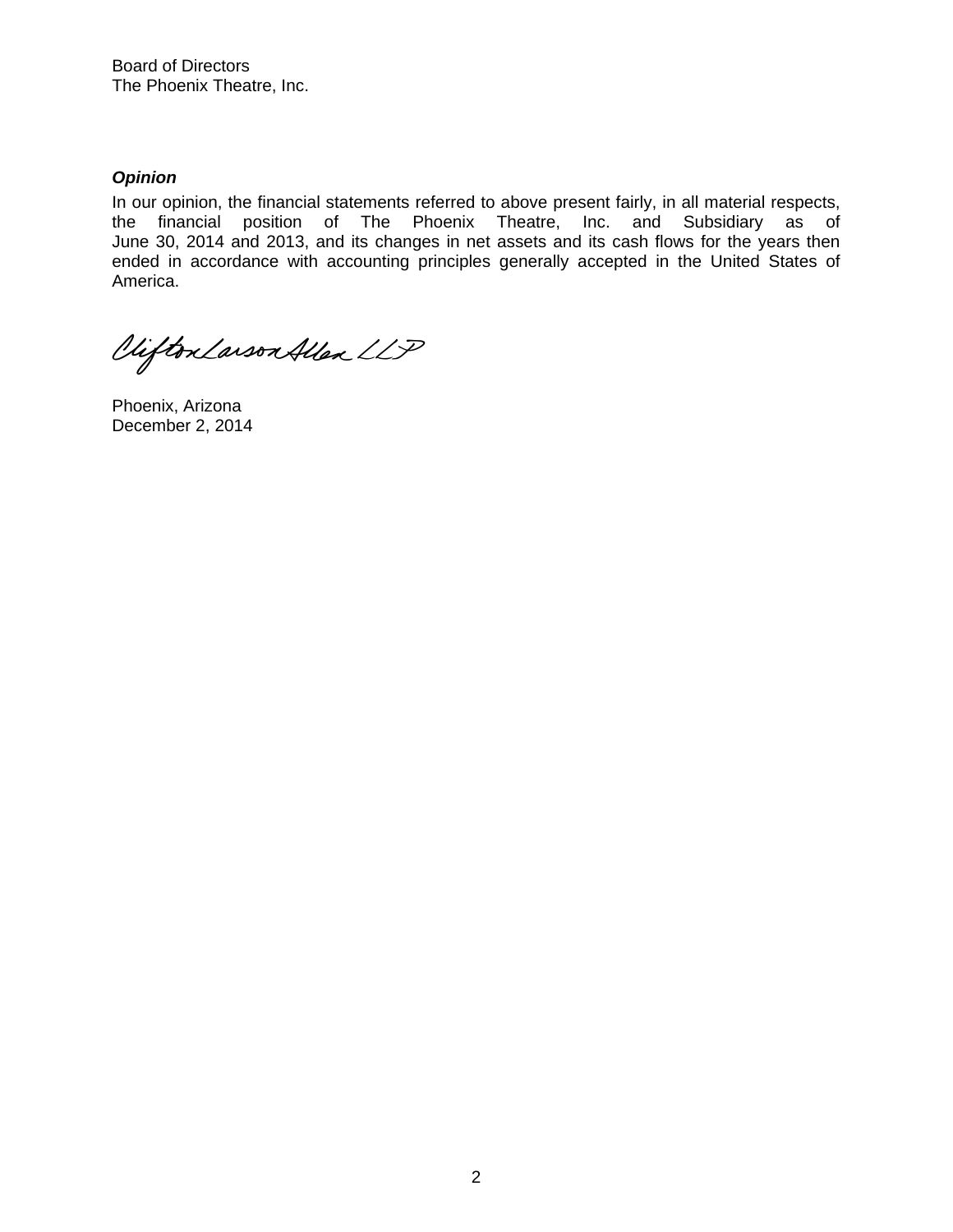Board of Directors
The Phoenix Theatre, Inc.

***Opinion***

In our opinion, the financial statements referred to above present fairly, in all material respects, the financial position of The Phoenix Theatre, Inc. and Subsidiary as of June 30, 2014 and 2013, and its changes in net assets and its cash flows for the years then ended in accordance with accounting principles generally accepted in the United States of America.

CliftonLarsonAllen LLP

Phoenix, Arizona
December 2, 2014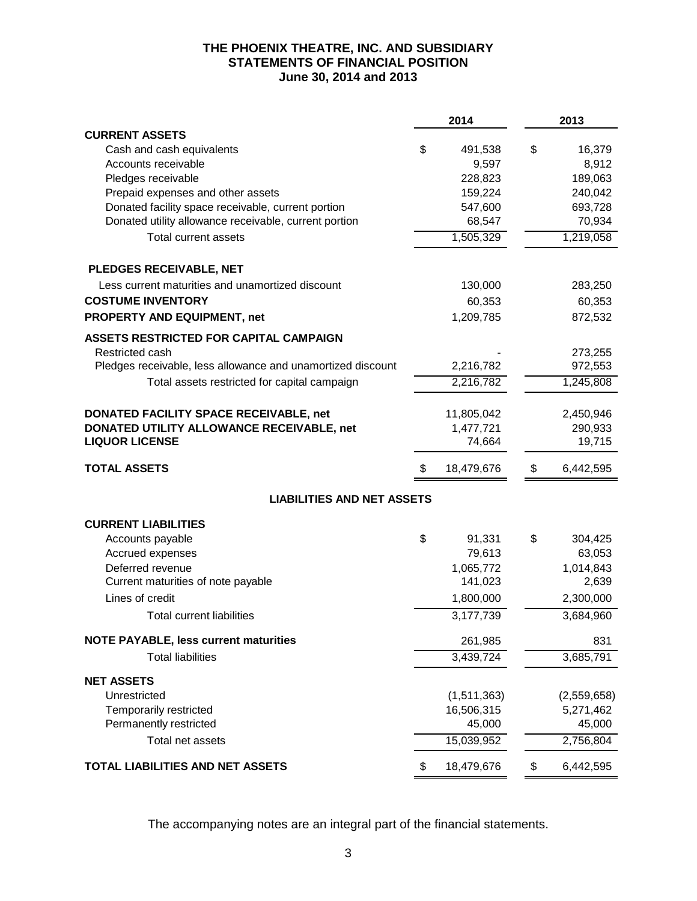# THE PHOENIX THEATRE, INC. AND SUBSIDIARY
## STATEMENTS OF FINANCIAL POSITION
### June 30, 2014 and 2013

| | 2014 | 2013 |
|---|---|---|
| **CURRENT ASSETS** | | |
| Cash and cash equivalents | $ 491,538 | $ 16,379 |
| Accounts receivable | 9,597 | 8,912 |
| Pledges receivable | 228,823 | 189,063 |
| Prepaid expenses and other assets | 159,224 | 240,042 |
| Donated facility space receivable, current portion | 547,600 | 693,728 |
| Donated utility allowance receivable, current portion | 68,547 | 70,934 |
| Total current assets | 1,505,329 | 1,219,058 |
| **PLEDGES RECEIVABLE, NET** | | |
| Less current maturities and unamortized discount | 130,000 | 283,250 |
| **COSTUME INVENTORY** | 60,353 | 60,353 |
| **PROPERTY AND EQUIPMENT, net** | 1,209,785 | 872,532 |
| **ASSETS RESTRICTED FOR CAPITAL CAMPAIGN** | | |
| Restricted cash | - | 273,255 |
| Pledges receivable, less allowance and unamortized discount | 2,216,782 | 972,553 |
| Total assets restricted for capital campaign | 2,216,782 | 1,245,808 |
| **DONATED FACILITY SPACE RECEIVABLE, net** | 11,805,042 | 2,450,946 |
| **DONATED UTILITY ALLOWANCE RECEIVABLE, net** | 1,477,721 | 290,933 |
| **LIQUOR LICENSE** | 74,664 | 19,715 |
| **TOTAL ASSETS** | $ 18,479,676 | $ 6,442,595 |

## LIABILITIES AND NET ASSETS

| | 2014 | 2013 |
|---|---|---|
| **CURRENT LIABILITIES** | | |
| Accounts payable | $ 91,331 | $ 304,425 |
| Accrued expenses | 79,613 | 63,053 |
| Deferred revenue | 1,065,772 | 1,014,843 |
| Current maturities of note payable | 141,023 | 2,639 |
| Lines of credit | 1,800,000 | 2,300,000 |
| Total current liabilities | 3,177,739 | 3,684,960 |
| **NOTE PAYABLE, less current maturities** | 261,985 | 831 |
| Total liabilities | 3,439,724 | 3,685,791 |
| **NET ASSETS** | | |
| Unrestricted | (1,511,363) | (2,559,658) |
| Temporarily restricted | 16,506,315 | 5,271,462 |
| Permanently restricted | 45,000 | 45,000 |
| Total net assets | 15,039,952 | 2,756,804 |
| **TOTAL LIABILITIES AND NET ASSETS** | $ 18,479,676 | $ 6,442,595 |

The accompanying notes are an integral part of the financial statements.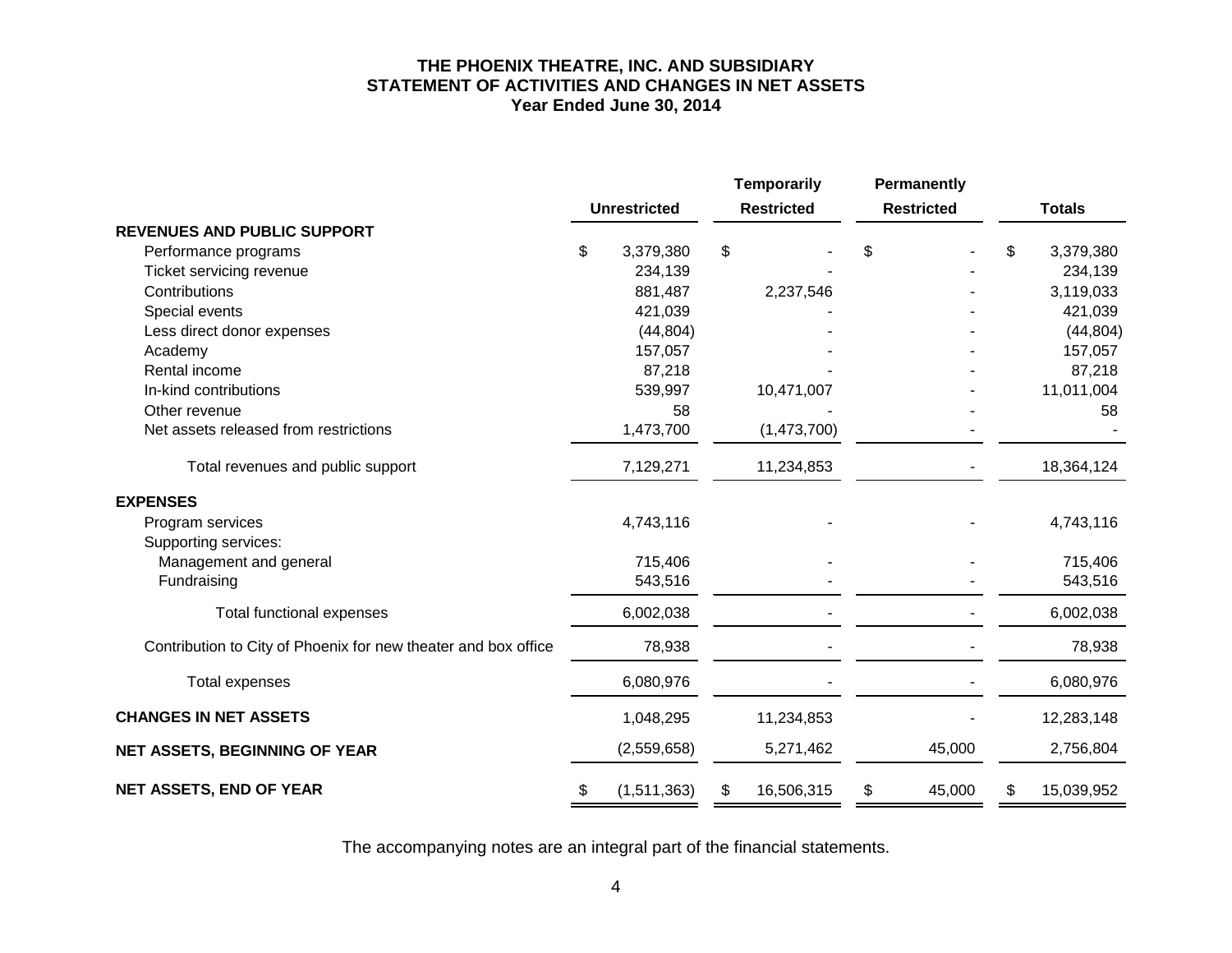# THE PHOENIX THEATRE, INC. AND SUBSIDIARY
## STATEMENT OF ACTIVITIES AND CHANGES IN NET ASSETS
### Year Ended June 30, 2014

| | Unrestricted | Temporarily Restricted | Permanently Restricted | Totals |
|---|---|---|---|---|
| **REVENUES AND PUBLIC SUPPORT** | | | | |
| Performance programs | $ 3,379,380 | $ - | $ - | $ 3,379,380 |
| Ticket servicing revenue | 234,139 | - | - | 234,139 |
| Contributions | 881,487 | 2,237,546 | - | 3,119,033 |
| Special events | 421,039 | - | - | 421,039 |
| Less direct donor expenses | (44,804) | - | - | (44,804) |
| Academy | 157,057 | - | - | 157,057 |
| Rental income | 87,218 | - | - | 87,218 |
| In-kind contributions | 539,997 | 10,471,007 | - | 11,011,004 |
| Other revenue | 58 | - | - | 58 |
| Net assets released from restrictions | 1,473,700 | (1,473,700) | - | - |
| Total revenues and public support | 7,129,271 | 11,234,853 | - | 18,364,124 |
| **EXPENSES** | | | | |
| Program services | 4,743,116 | - | - | 4,743,116 |
| Supporting services: | | | | |
| Management and general | 715,406 | - | - | 715,406 |
| Fundraising | 543,516 | - | - | 543,516 |
| Total functional expenses | 6,002,038 | - | - | 6,002,038 |
| Contribution to City of Phoenix for new theater and box office | 78,938 | - | - | 78,938 |
| Total expenses | 6,080,976 | - | - | 6,080,976 |
| **CHANGES IN NET ASSETS** | 1,048,295 | 11,234,853 | - | 12,283,148 |
| **NET ASSETS, BEGINNING OF YEAR** | (2,559,658) | 5,271,462 | 45,000 | 2,756,804 |
| **NET ASSETS, END OF YEAR** | $ (1,511,363) | $ 16,506,315 | $ 45,000 | $ 15,039,952 |

The accompanying notes are an integral part of the financial statements.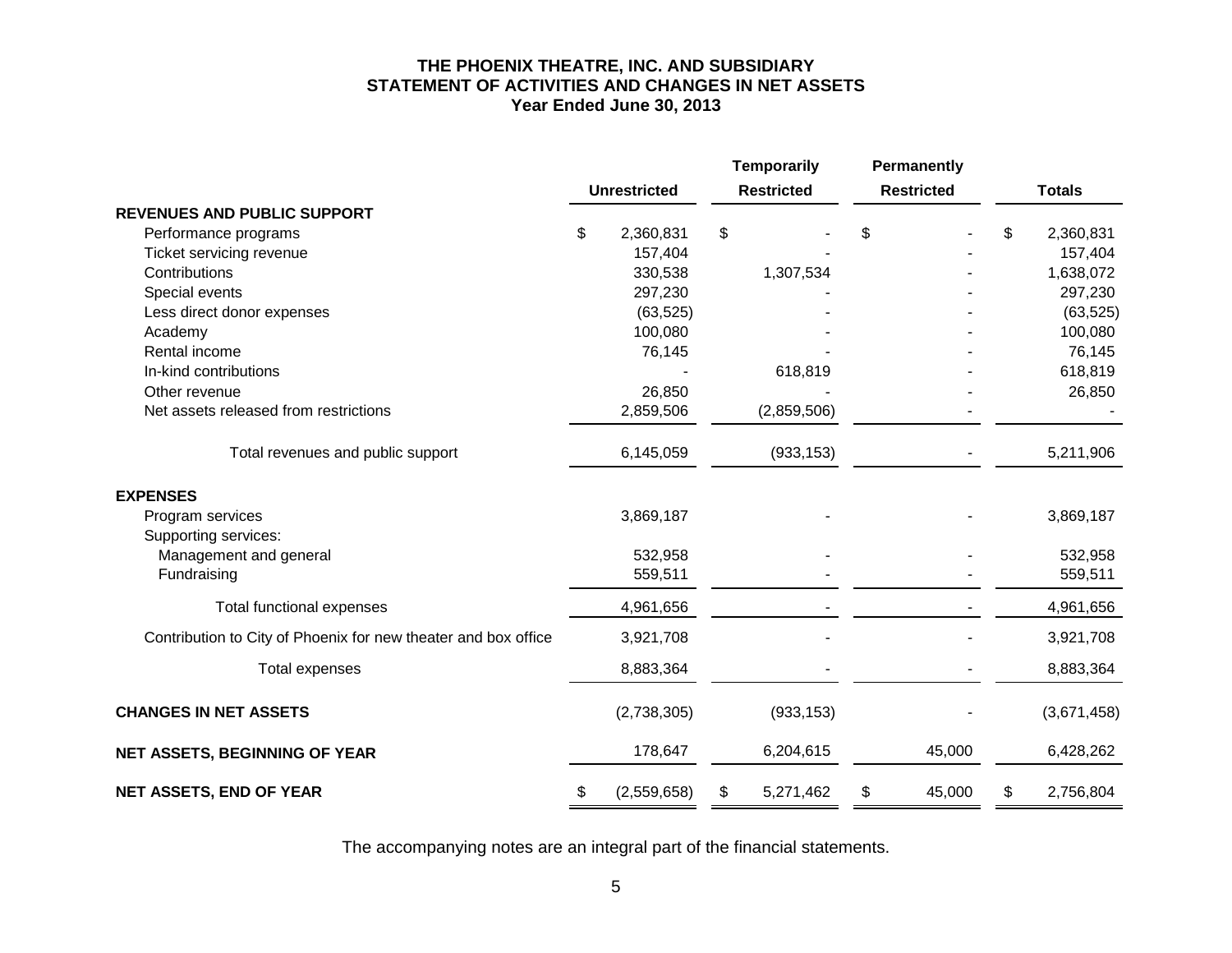# THE PHOENIX THEATRE, INC. AND SUBSIDIARY
## STATEMENT OF ACTIVITIES AND CHANGES IN NET ASSETS
### Year Ended June 30, 2013

| | Unrestricted | Temporarily Restricted | Permanently Restricted | Totals |
|---|---|---|---|---|
| **REVENUES AND PUBLIC SUPPORT** | | | | |
| Performance programs | $ 2,360,831 | $ - | $ - | $ 2,360,831 |
| Ticket servicing revenue | 157,404 | - | - | 157,404 |
| Contributions | 330,538 | 1,307,534 | - | 1,638,072 |
| Special events | 297,230 | - | - | 297,230 |
| Less direct donor expenses | (63,525) | - | - | (63,525) |
| Academy | 100,080 | - | - | 100,080 |
| Rental income | 76,145 | - | - | 76,145 |
| In-kind contributions | - | 618,819 | - | 618,819 |
| Other revenue | 26,850 | - | - | 26,850 |
| Net assets released from restrictions | 2,859,506 | (2,859,506) | - | - |
| Total revenues and public support | 6,145,059 | (933,153) | - | 5,211,906 |
| **EXPENSES** | | | | |
| Program services | 3,869,187 | - | - | 3,869,187 |
| Supporting services: | | | | |
| Management and general | 532,958 | - | - | 532,958 |
| Fundraising | 559,511 | - | - | 559,511 |
| Total functional expenses | 4,961,656 | - | - | 4,961,656 |
| Contribution to City of Phoenix for new theater and box office | 3,921,708 | - | - | 3,921,708 |
| Total expenses | 8,883,364 | - | - | 8,883,364 |
| **CHANGES IN NET ASSETS** | (2,738,305) | (933,153) | - | (3,671,458) |
| **NET ASSETS, BEGINNING OF YEAR** | 178,647 | 6,204,615 | 45,000 | 6,428,262 |
| **NET ASSETS, END OF YEAR** | $ (2,559,658) | $ 5,271,462 | $ 45,000 | $ 2,756,804 |

The accompanying notes are an integral part of the financial statements.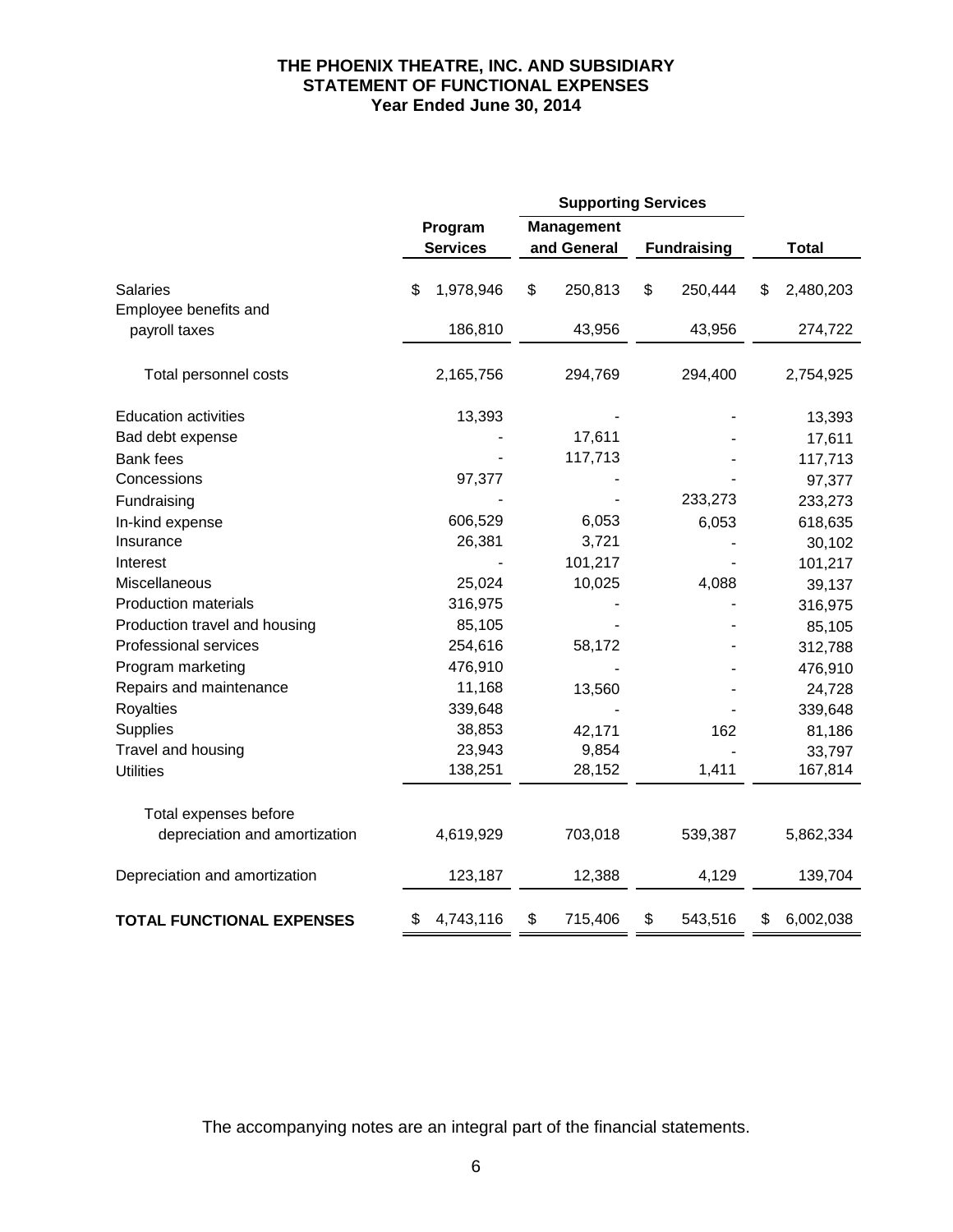# THE PHOENIX THEATRE, INC. AND SUBSIDIARY
## STATEMENT OF FUNCTIONAL EXPENSES
### Year Ended June 30, 2014

| | | Supporting Services | | |
|---|---|---|---|---|
| | Program Services | Management and General | Fundraising | Total |
| Salaries | $ 1,978,946 | $ 250,813 | $ 250,444 | $ 2,480,203 |
| Employee benefits and payroll taxes | 186,810 | 43,956 | 43,956 | 274,722 |
| Total personnel costs | 2,165,756 | 294,769 | 294,400 | 2,754,925 |
| Education activities | 13,393 | - | - | 13,393 |
| Bad debt expense | - | 17,611 | - | 17,611 |
| Bank fees | - | 117,713 | - | 117,713 |
| Concessions | 97,377 | - | - | 97,377 |
| Fundraising | - | - | 233,273 | 233,273 |
| In-kind expense | 606,529 | 6,053 | 6,053 | 618,635 |
| Insurance | 26,381 | 3,721 | - | 30,102 |
| Interest | - | 101,217 | - | 101,217 |
| Miscellaneous | 25,024 | 10,025 | 4,088 | 39,137 |
| Production materials | 316,975 | - | - | 316,975 |
| Production travel and housing | 85,105 | - | - | 85,105 |
| Professional services | 254,616 | 58,172 | - | 312,788 |
| Program marketing | 476,910 | - | - | 476,910 |
| Repairs and maintenance | 11,168 | 13,560 | - | 24,728 |
| Royalties | 339,648 | - | - | 339,648 |
| Supplies | 38,853 | 42,171 | 162 | 81,186 |
| Travel and housing | 23,943 | 9,854 | - | 33,797 |
| Utilities | 138,251 | 28,152 | 1,411 | 167,814 |
| Total expenses before depreciation and amortization | 4,619,929 | 703,018 | 539,387 | 5,862,334 |
| Depreciation and amortization | 123,187 | 12,388 | 4,129 | 139,704 |
| **TOTAL FUNCTIONAL EXPENSES** | $ 4,743,116 | $ 715,406 | $ 543,516 | $ 6,002,038 |

The accompanying notes are an integral part of the financial statements.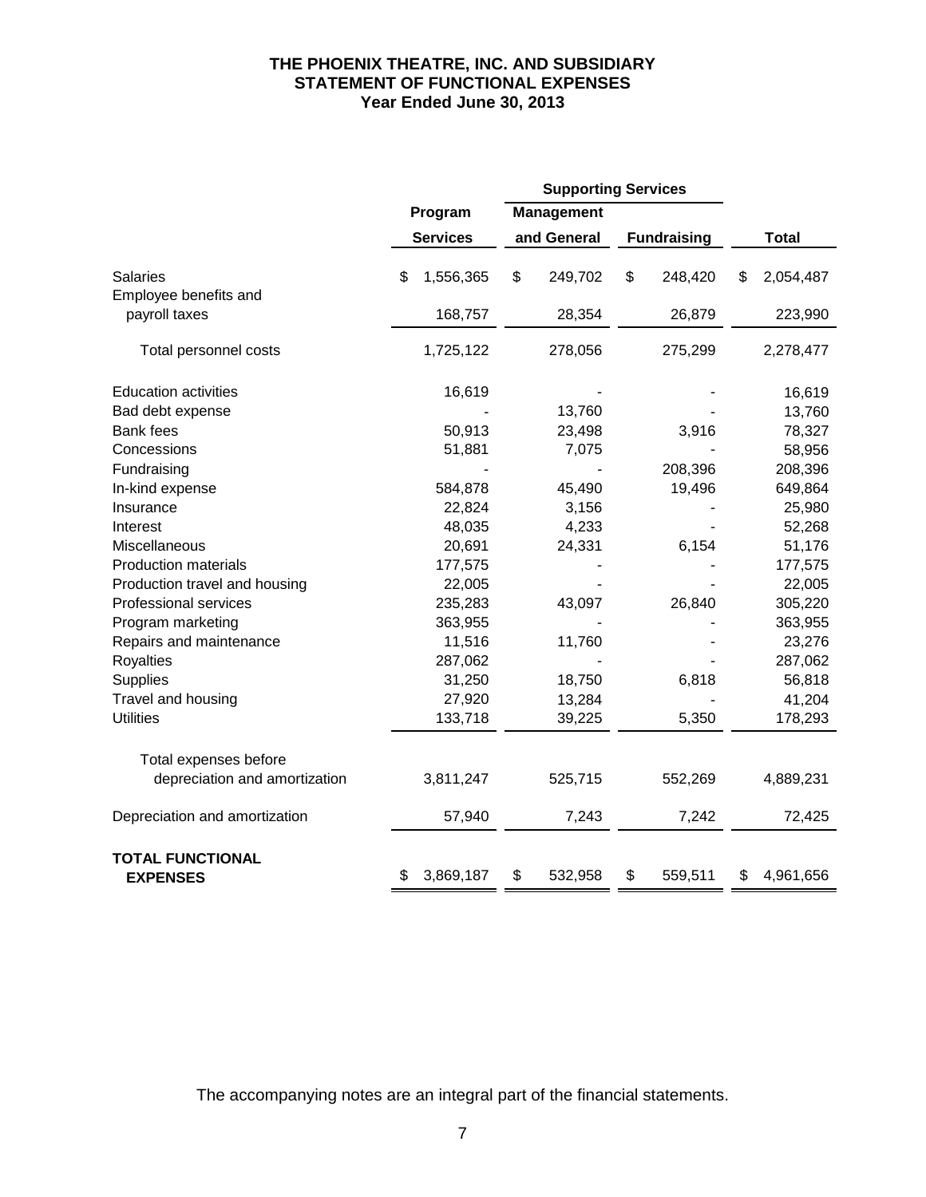# THE PHOENIX THEATRE, INC. AND SUBSIDIARY
## STATEMENT OF FUNCTIONAL EXPENSES
### Year Ended June 30, 2013

| | Program Services | Supporting Services | | Total |
|---|---|---|---|---|
| | | Management and General | Fundraising | |
| Salaries | $ 1,556,365 | $ 249,702 | $ 248,420 | $ 2,054,487 |
| Employee benefits and payroll taxes | 168,757 | 28,354 | 26,879 | 223,990 |
| Total personnel costs | 1,725,122 | 278,056 | 275,299 | 2,278,477 |
| Education activities | 16,619 | - | - | 16,619 |
| Bad debt expense | - | 13,760 | - | 13,760 |
| Bank fees | 50,913 | 23,498 | 3,916 | 78,327 |
| Concessions | 51,881 | 7,075 | - | 58,956 |
| Fundraising | - | - | 208,396 | 208,396 |
| In-kind expense | 584,878 | 45,490 | 19,496 | 649,864 |
| Insurance | 22,824 | 3,156 | - | 25,980 |
| Interest | 48,035 | 4,233 | - | 52,268 |
| Miscellaneous | 20,691 | 24,331 | 6,154 | 51,176 |
| Production materials | 177,575 | - | - | 177,575 |
| Production travel and housing | 22,005 | - | - | 22,005 |
| Professional services | 235,283 | 43,097 | 26,840 | 305,220 |
| Program marketing | 363,955 | - | - | 363,955 |
| Repairs and maintenance | 11,516 | 11,760 | - | 23,276 |
| Royalties | 287,062 | - | - | 287,062 |
| Supplies | 31,250 | 18,750 | 6,818 | 56,818 |
| Travel and housing | 27,920 | 13,284 | - | 41,204 |
| Utilities | 133,718 | 39,225 | 5,350 | 178,293 |
| Total expenses before depreciation and amortization | 3,811,247 | 525,715 | 552,269 | 4,889,231 |
| Depreciation and amortization | 57,940 | 7,243 | 7,242 | 72,425 |
| **TOTAL FUNCTIONAL EXPENSES** | $ 3,869,187 | $ 532,958 | $ 559,511 | $ 4,961,656 |

The accompanying notes are an integral part of the financial statements.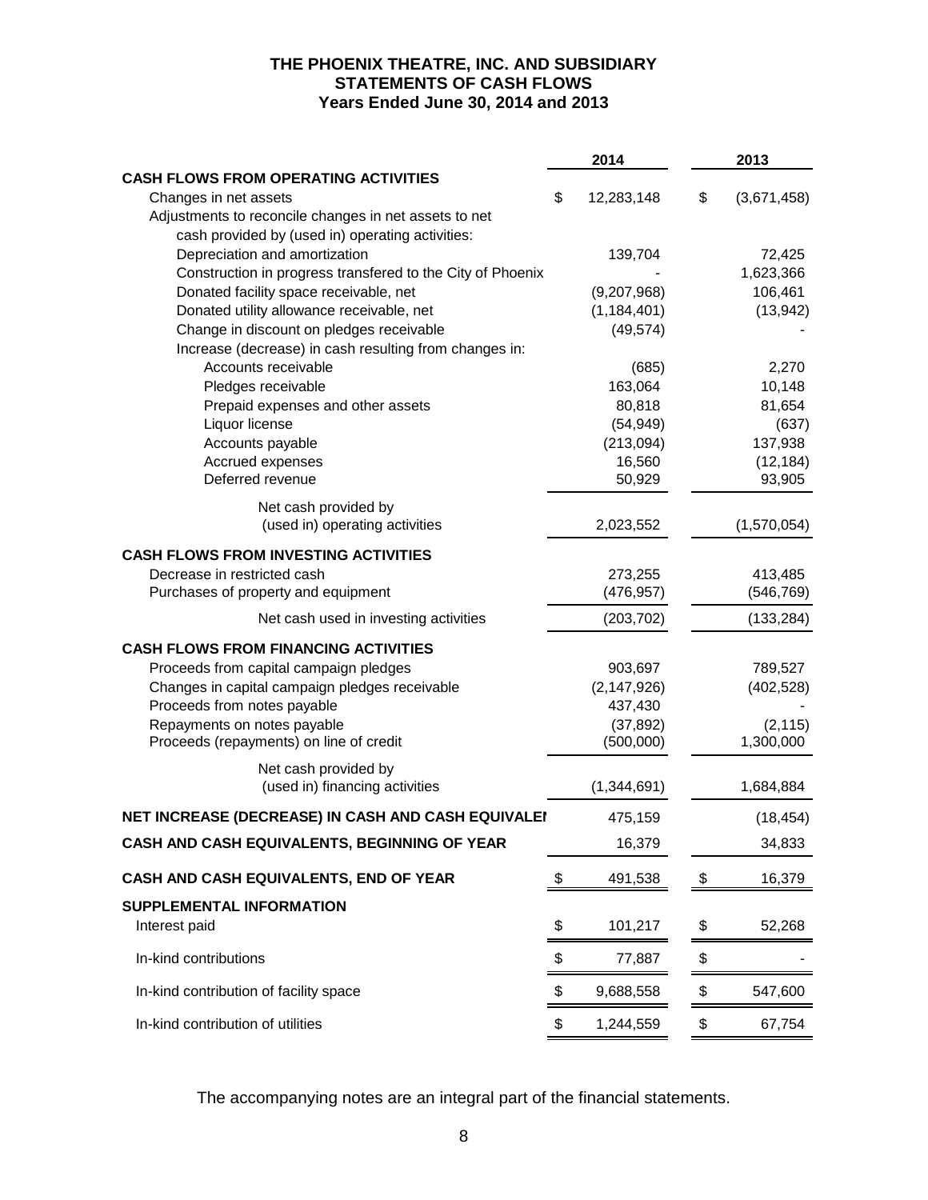**THE PHOENIX THEATRE, INC. AND SUBSIDIARY**
**STATEMENTS OF CASH FLOWS**
**Years Ended June 30, 2014 and 2013**

| | 2014 | 2013 |
|---|---|---|
| **CASH FLOWS FROM OPERATING ACTIVITIES** | | |
| Changes in net assets | $ 12,283,148 | $ (3,671,458) |
| Adjustments to reconcile changes in net assets to net cash provided by (used in) operating activities: | | |
| Depreciation and amortization | 139,704 | 72,425 |
| Construction in progress transfered to the City of Phoenix | - | 1,623,366 |
| Donated facility space receivable, net | (9,207,968) | 106,461 |
| Donated utility allowance receivable, net | (1,184,401) | (13,942) |
| Change in discount on pledges receivable | (49,574) | - |
| Increase (decrease) in cash resulting from changes in: | | |
| Accounts receivable | (685) | 2,270 |
| Pledges receivable | 163,064 | 10,148 |
| Prepaid expenses and other assets | 80,818 | 81,654 |
| Liquor license | (54,949) | (637) |
| Accounts payable | (213,094) | 137,938 |
| Accrued expenses | 16,560 | (12,184) |
| Deferred revenue | 50,929 | 93,905 |
| Net cash provided by (used in) operating activities | 2,023,552 | (1,570,054) |
| **CASH FLOWS FROM INVESTING ACTIVITIES** | | |
| Decrease in restricted cash | 273,255 | 413,485 |
| Purchases of property and equipment | (476,957) | (546,769) |
| Net cash used in investing activities | (203,702) | (133,284) |
| **CASH FLOWS FROM FINANCING ACTIVITIES** | | |
| Proceeds from capital campaign pledges | 903,697 | 789,527 |
| Changes in capital campaign pledges receivable | (2,147,926) | (402,528) |
| Proceeds from notes payable | 437,430 | - |
| Repayments on notes payable | (37,892) | (2,115) |
| Proceeds (repayments) on line of credit | (500,000) | 1,300,000 |
| Net cash provided by (used in) financing activities | (1,344,691) | 1,684,884 |
| **NET INCREASE (DECREASE) IN CASH AND CASH EQUIVALENTS** | 475,159 | (18,454) |
| **CASH AND CASH EQUIVALENTS, BEGINNING OF YEAR** | 16,379 | 34,833 |
| **CASH AND CASH EQUIVALENTS, END OF YEAR** | $ 491,538 | $ 16,379 |
| **SUPPLEMENTAL INFORMATION** | | |
| Interest paid | $ 101,217 | $ 52,268 |
| In-kind contributions | $ 77,887 | $ - |
| In-kind contribution of facility space | $ 9,688,558 | $ 547,600 |
| In-kind contribution of utilities | $ 1,244,559 | $ 67,754 |

The accompanying notes are an integral part of the financial statements.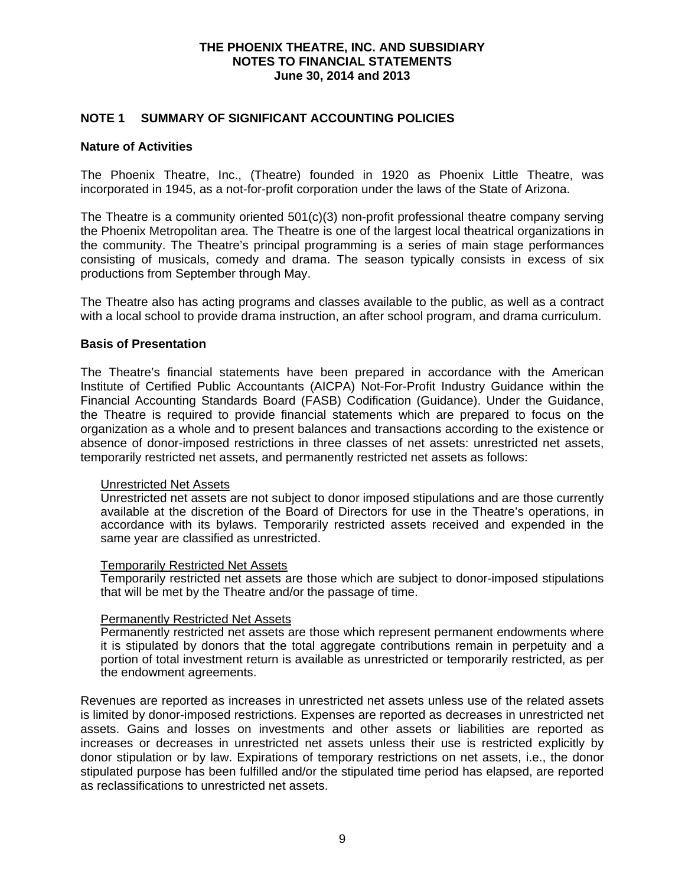# THE PHOENIX THEATRE, INC. AND SUBSIDIARY
# NOTES TO FINANCIAL STATEMENTS
# June 30, 2014 and 2013

## NOTE 1 SUMMARY OF SIGNIFICANT ACCOUNTING POLICIES

### Nature of Activities

The Phoenix Theatre, Inc., (Theatre) founded in 1920 as Phoenix Little Theatre, was incorporated in 1945, as a not-for-profit corporation under the laws of the State of Arizona.

The Theatre is a community oriented 501(c)(3) non-profit professional theatre company serving the Phoenix Metropolitan area. The Theatre is one of the largest local theatrical organizations in the community. The Theatre's principal programming is a series of main stage performances consisting of musicals, comedy and drama. The season typically consists in excess of six productions from September through May.

The Theatre also has acting programs and classes available to the public, as well as a contract with a local school to provide drama instruction, an after school program, and drama curriculum.

### Basis of Presentation

The Theatre's financial statements have been prepared in accordance with the American Institute of Certified Public Accountants (AICPA) Not-For-Profit Industry Guidance within the Financial Accounting Standards Board (FASB) Codification (Guidance). Under the Guidance, the Theatre is required to provide financial statements which are prepared to focus on the organization as a whole and to present balances and transactions according to the existence or absence of donor-imposed restrictions in three classes of net assets: unrestricted net assets, temporarily restricted net assets, and permanently restricted net assets as follows:

<u>Unrestricted Net Assets</u>
Unrestricted net assets are not subject to donor imposed stipulations and are those currently available at the discretion of the Board of Directors for use in the Theatre's operations, in accordance with its bylaws. Temporarily restricted assets received and expended in the same year are classified as unrestricted.

<u>Temporarily Restricted Net Assets</u>
Temporarily restricted net assets are those which are subject to donor-imposed stipulations that will be met by the Theatre and/or the passage of time.

<u>Permanently Restricted Net Assets</u>
Permanently restricted net assets are those which represent permanent endowments where it is stipulated by donors that the total aggregate contributions remain in perpetuity and a portion of total investment return is available as unrestricted or temporarily restricted, as per the endowment agreements.

Revenues are reported as increases in unrestricted net assets unless use of the related assets is limited by donor-imposed restrictions. Expenses are reported as decreases in unrestricted net assets. Gains and losses on investments and other assets or liabilities are reported as increases or decreases in unrestricted net assets unless their use is restricted explicitly by donor stipulation or by law. Expirations of temporary restrictions on net assets, i.e., the donor stipulated purpose has been fulfilled and/or the stipulated time period has elapsed, are reported as reclassifications to unrestricted net assets.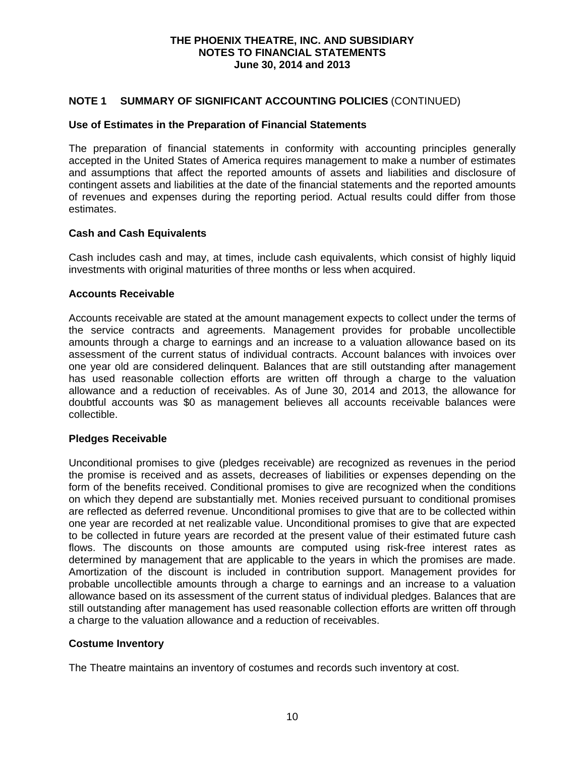## NOTE 1 SUMMARY OF SIGNIFICANT ACCOUNTING POLICIES (CONTINUED)

### Use of Estimates in the Preparation of Financial Statements

The preparation of financial statements in conformity with accounting principles generally accepted in the United States of America requires management to make a number of estimates and assumptions that affect the reported amounts of assets and liabilities and disclosure of contingent assets and liabilities at the date of the financial statements and the reported amounts of revenues and expenses during the reporting period. Actual results could differ from those estimates.

### Cash and Cash Equivalents

Cash includes cash and may, at times, include cash equivalents, which consist of highly liquid investments with original maturities of three months or less when acquired.

### Accounts Receivable

Accounts receivable are stated at the amount management expects to collect under the terms of the service contracts and agreements. Management provides for probable uncollectible amounts through a charge to earnings and an increase to a valuation allowance based on its assessment of the current status of individual contracts. Account balances with invoices over one year old are considered delinquent. Balances that are still outstanding after management has used reasonable collection efforts are written off through a charge to the valuation allowance and a reduction of receivables. As of June 30, 2014 and 2013, the allowance for doubtful accounts was $0 as management believes all accounts receivable balances were collectible.

### Pledges Receivable

Unconditional promises to give (pledges receivable) are recognized as revenues in the period the promise is received and as assets, decreases of liabilities or expenses depending on the form of the benefits received. Conditional promises to give are recognized when the conditions on which they depend are substantially met. Monies received pursuant to conditional promises are reflected as deferred revenue. Unconditional promises to give that are to be collected within one year are recorded at net realizable value. Unconditional promises to give that are expected to be collected in future years are recorded at the present value of their estimated future cash flows. The discounts on those amounts are computed using risk-free interest rates as determined by management that are applicable to the years in which the promises are made. Amortization of the discount is included in contribution support. Management provides for probable uncollectible amounts through a charge to earnings and an increase to a valuation allowance based on its assessment of the current status of individual pledges. Balances that are still outstanding after management has used reasonable collection efforts are written off through a charge to the valuation allowance and a reduction of receivables.

### Costume Inventory

The Theatre maintains an inventory of costumes and records such inventory at cost.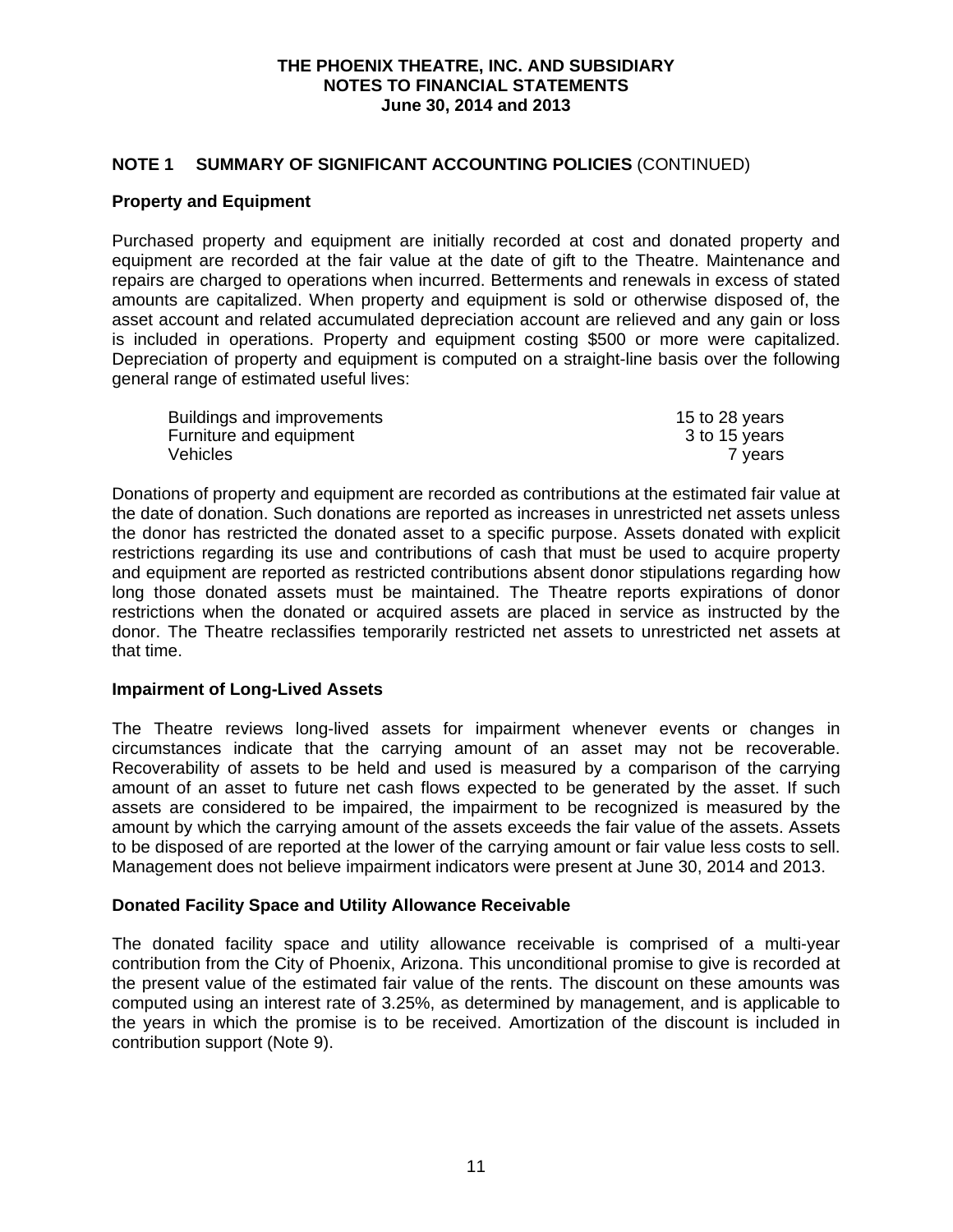# THE PHOENIX THEATRE, INC. AND SUBSIDIARY
## NOTES TO FINANCIAL STATEMENTS
### June 30, 2014 and 2013

## NOTE 1 SUMMARY OF SIGNIFICANT ACCOUNTING POLICIES (CONTINUED)

### Property and Equipment

Purchased property and equipment are initially recorded at cost and donated property and equipment are recorded at the fair value at the date of gift to the Theatre. Maintenance and repairs are charged to operations when incurred. Betterments and renewals in excess of stated amounts are capitalized. When property and equipment is sold or otherwise disposed of, the asset account and related accumulated depreciation account are relieved and any gain or loss is included in operations. Property and equipment costing $500 or more were capitalized. Depreciation of property and equipment is computed on a straight-line basis over the following general range of estimated useful lives:

| | |
|---|---|
| Buildings and improvements | 15 to 28 years |
| Furniture and equipment | 3 to 15 years |
| Vehicles | 7 years |

Donations of property and equipment are recorded as contributions at the estimated fair value at the date of donation. Such donations are reported as increases in unrestricted net assets unless the donor has restricted the donated asset to a specific purpose. Assets donated with explicit restrictions regarding its use and contributions of cash that must be used to acquire property and equipment are reported as restricted contributions absent donor stipulations regarding how long those donated assets must be maintained. The Theatre reports expirations of donor restrictions when the donated or acquired assets are placed in service as instructed by the donor. The Theatre reclassifies temporarily restricted net assets to unrestricted net assets at that time.

### Impairment of Long-Lived Assets

The Theatre reviews long-lived assets for impairment whenever events or changes in circumstances indicate that the carrying amount of an asset may not be recoverable. Recoverability of assets to be held and used is measured by a comparison of the carrying amount of an asset to future net cash flows expected to be generated by the asset. If such assets are considered to be impaired, the impairment to be recognized is measured by the amount by which the carrying amount of the assets exceeds the fair value of the assets. Assets to be disposed of are reported at the lower of the carrying amount or fair value less costs to sell. Management does not believe impairment indicators were present at June 30, 2014 and 2013.

### Donated Facility Space and Utility Allowance Receivable

The donated facility space and utility allowance receivable is comprised of a multi-year contribution from the City of Phoenix, Arizona. This unconditional promise to give is recorded at the present value of the estimated fair value of the rents. The discount on these amounts was computed using an interest rate of 3.25%, as determined by management, and is applicable to the years in which the promise is to be received. Amortization of the discount is included in contribution support (Note 9).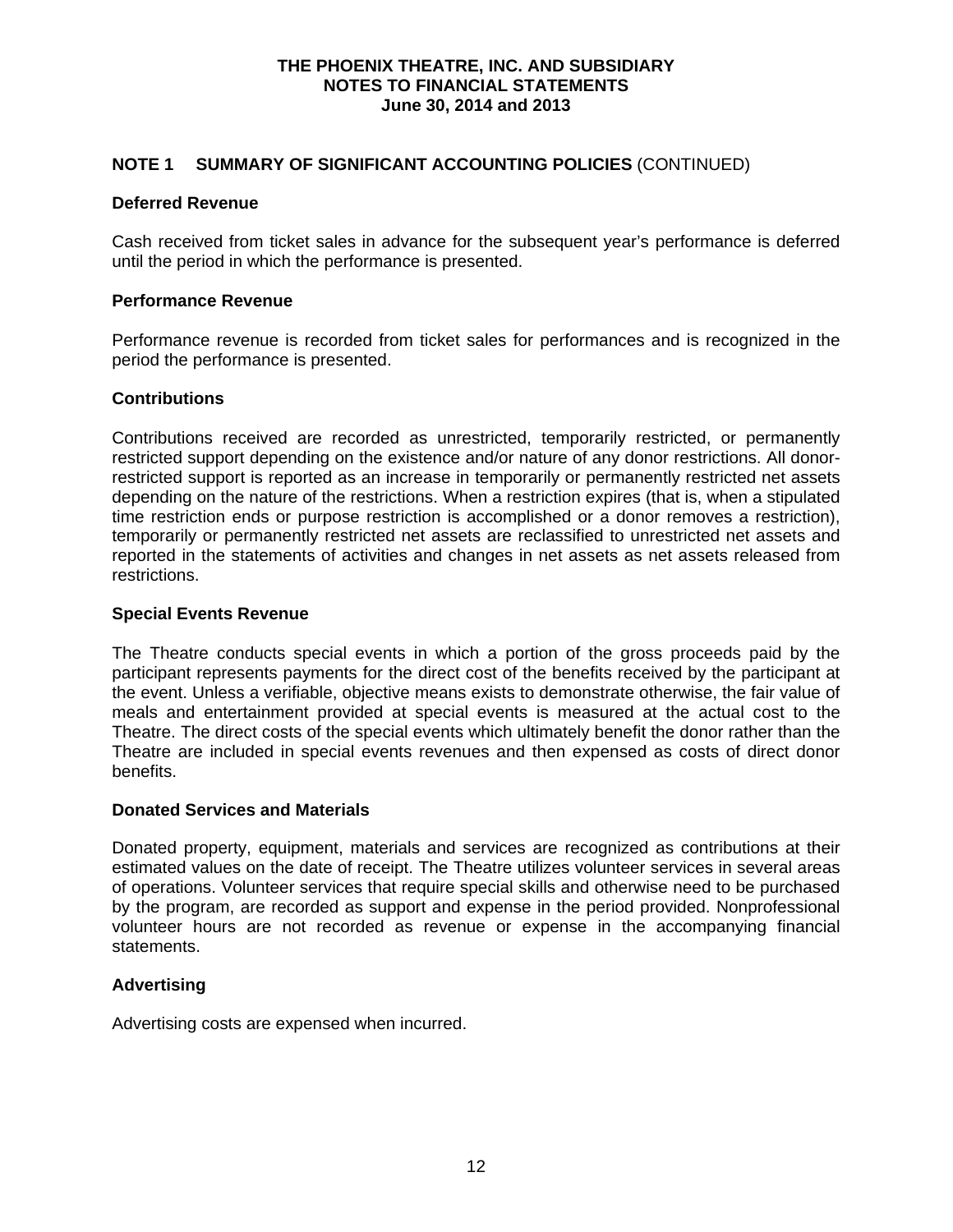**THE PHOENIX THEATRE, INC. AND SUBSIDIARY**
**NOTES TO FINANCIAL STATEMENTS**
**June 30, 2014 and 2013**

## NOTE 1 SUMMARY OF SIGNIFICANT ACCOUNTING POLICIES (CONTINUED)

### Deferred Revenue

Cash received from ticket sales in advance for the subsequent year's performance is deferred until the period in which the performance is presented.

### Performance Revenue

Performance revenue is recorded from ticket sales for performances and is recognized in the period the performance is presented.

### Contributions

Contributions received are recorded as unrestricted, temporarily restricted, or permanently restricted support depending on the existence and/or nature of any donor restrictions. All donor-restricted support is reported as an increase in temporarily or permanently restricted net assets depending on the nature of the restrictions. When a restriction expires (that is, when a stipulated time restriction ends or purpose restriction is accomplished or a donor removes a restriction), temporarily or permanently restricted net assets are reclassified to unrestricted net assets and reported in the statements of activities and changes in net assets as net assets released from restrictions.

### Special Events Revenue

The Theatre conducts special events in which a portion of the gross proceeds paid by the participant represents payments for the direct cost of the benefits received by the participant at the event. Unless a verifiable, objective means exists to demonstrate otherwise, the fair value of meals and entertainment provided at special events is measured at the actual cost to the Theatre. The direct costs of the special events which ultimately benefit the donor rather than the Theatre are included in special events revenues and then expensed as costs of direct donor benefits.

### Donated Services and Materials

Donated property, equipment, materials and services are recognized as contributions at their estimated values on the date of receipt. The Theatre utilizes volunteer services in several areas of operations. Volunteer services that require special skills and otherwise need to be purchased by the program, are recorded as support and expense in the period provided. Nonprofessional volunteer hours are not recorded as revenue or expense in the accompanying financial statements.

### Advertising

Advertising costs are expensed when incurred.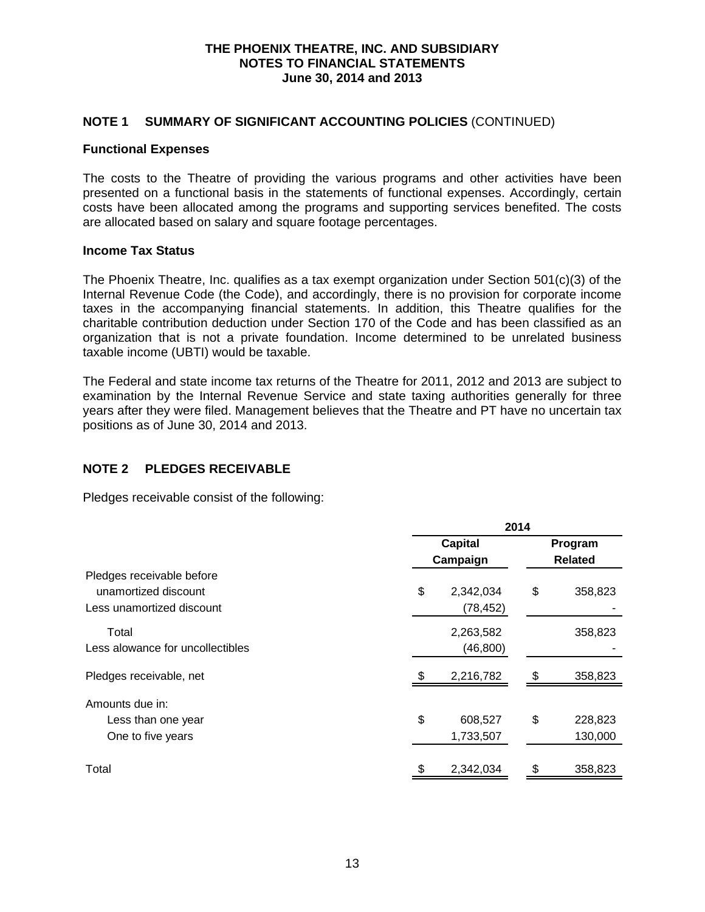# THE PHOENIX THEATRE, INC. AND SUBSIDIARY
## NOTES TO FINANCIAL STATEMENTS
### June 30, 2014 and 2013

## NOTE 1 SUMMARY OF SIGNIFICANT ACCOUNTING POLICIES (CONTINUED)

### Functional Expenses

The costs to the Theatre of providing the various programs and other activities have been presented on a functional basis in the statements of functional expenses. Accordingly, certain costs have been allocated among the programs and supporting services benefited. The costs are allocated based on salary and square footage percentages.

### Income Tax Status

The Phoenix Theatre, Inc. qualifies as a tax exempt organization under Section 501(c)(3) of the Internal Revenue Code (the Code), and accordingly, there is no provision for corporate income taxes in the accompanying financial statements. In addition, this Theatre qualifies for the charitable contribution deduction under Section 170 of the Code and has been classified as an organization that is not a private foundation. Income determined to be unrelated business taxable income (UBTI) would be taxable.

The Federal and state income tax returns of the Theatre for 2011, 2012 and 2013 are subject to examination by the Internal Revenue Service and state taxing authorities generally for three years after they were filed. Management believes that the Theatre and PT have no uncertain tax positions as of June 30, 2014 and 2013.

## NOTE 2 PLEDGES RECEIVABLE

Pledges receivable consist of the following:

| | 2014 | |
|---|---|---|
| | Capital Campaign | Program Related |
| Pledges receivable before unamortized discount | $ 2,342,034 | $ 358,823 |
| Less unamortized discount | (78,452) | - |
| Total | 2,263,582 | 358,823 |
| Less alowance for uncollectibles | (46,800) | - |
| Pledges receivable, net | $ 2,216,782 | $ 358,823 |
| Amounts due in: | | |
| Less than one year | $ 608,527 | $ 228,823 |
| One to five years | 1,733,507 | 130,000 |
| Total | $ 2,342,034 | $ 358,823 |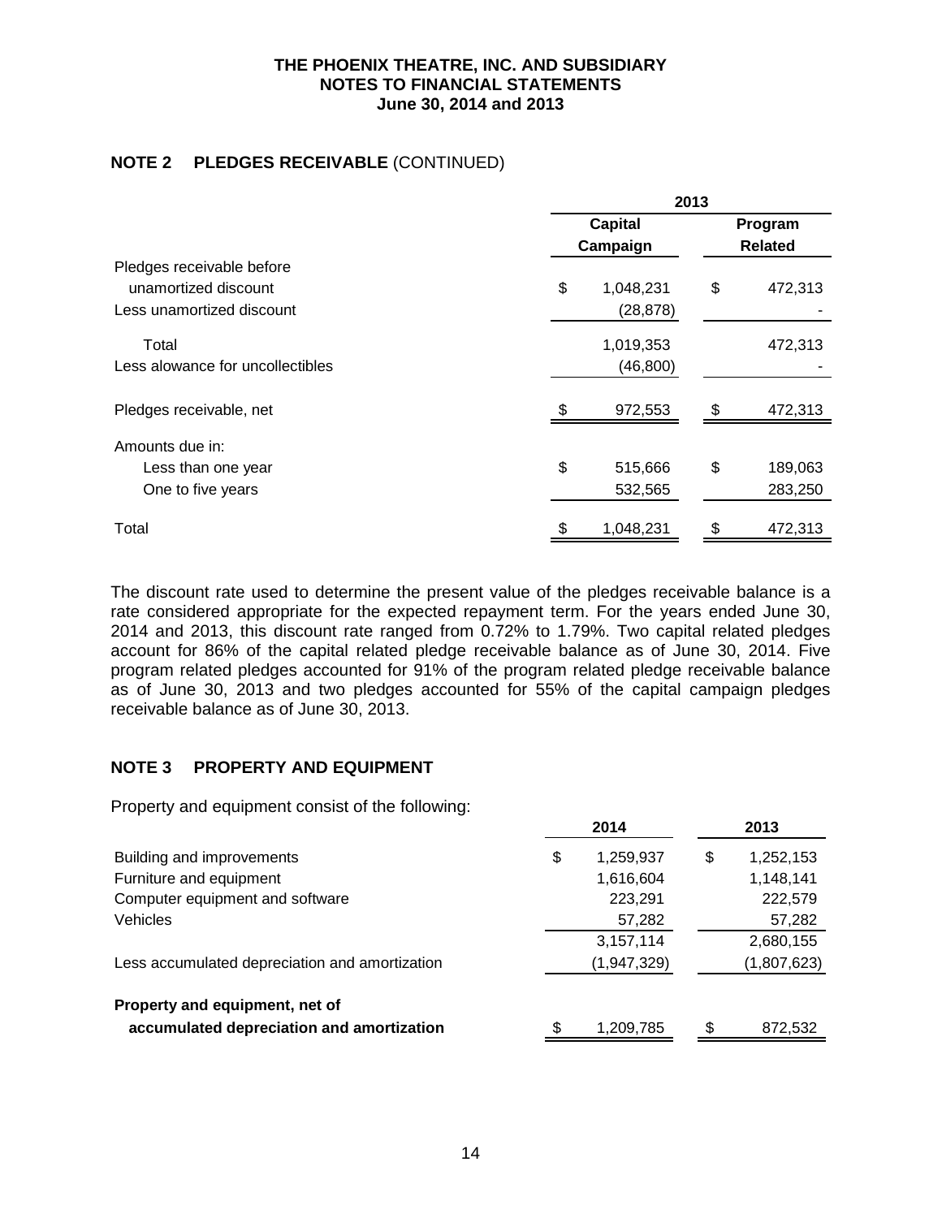## NOTE 2 PLEDGES RECEIVABLE (CONTINUED)

| | 2013 | |
|---|---|---|
| | Capital Campaign | Program Related |
| Pledges receivable before unamortized discount | $ 1,048,231 | $ 472,313 |
| Less unamortized discount | (28,878) | - |
| Total | 1,019,353 | 472,313 |
| Less alowance for uncollectibles | (46,800) | - |
| Pledges receivable, net | $ 972,553 | $ 472,313 |
| Amounts due in: | | |
| Less than one year | $ 515,666 | $ 189,063 |
| One to five years | 532,565 | 283,250 |
| Total | $ 1,048,231 | $ 472,313 |

The discount rate used to determine the present value of the pledges receivable balance is a rate considered appropriate for the expected repayment term. For the years ended June 30, 2014 and 2013, this discount rate ranged from 0.72% to 1.79%. Two capital related pledges account for 86% of the capital related pledge receivable balance as of June 30, 2014. Five program related pledges accounted for 91% of the program related pledge receivable balance as of June 30, 2013 and two pledges accounted for 55% of the capital campaign pledges receivable balance as of June 30, 2013.

## NOTE 3 PROPERTY AND EQUIPMENT

Property and equipment consist of the following:

| | 2014 | 2013 |
|---|---|---|
| Building and improvements | $ 1,259,937 | $ 1,252,153 |
| Furniture and equipment | 1,616,604 | 1,148,141 |
| Computer equipment and software | 223,291 | 222,579 |
| Vehicles | 57,282 | 57,282 |
| | 3,157,114 | 2,680,155 |
| Less accumulated depreciation and amortization | (1,947,329) | (1,807,623) |
| **Property and equipment, net of accumulated depreciation and amortization** | $ 1,209,785 | $ 872,532 |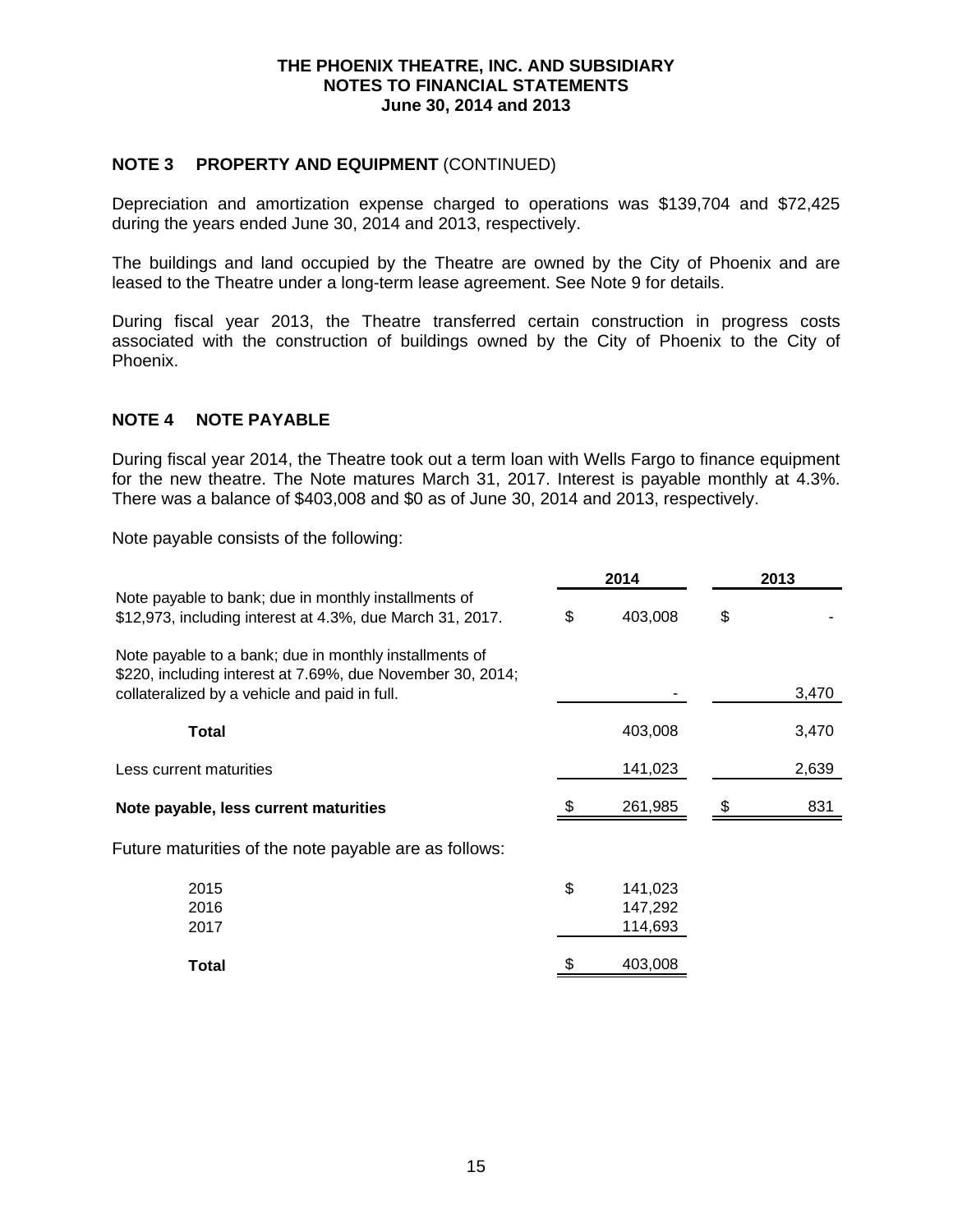THE PHOENIX THEATRE, INC. AND SUBSIDIARY
NOTES TO FINANCIAL STATEMENTS
June 30, 2014 and 2013

## NOTE 3 PROPERTY AND EQUIPMENT (CONTINUED)

Depreciation and amortization expense charged to operations was \$139,704 and \$72,425 during the years ended June 30, 2014 and 2013, respectively.

The buildings and land occupied by the Theatre are owned by the City of Phoenix and are leased to the Theatre under a long-term lease agreement. See Note 9 for details.

During fiscal year 2013, the Theatre transferred certain construction in progress costs associated with the construction of buildings owned by the City of Phoenix to the City of Phoenix.

## NOTE 4 NOTE PAYABLE

During fiscal year 2014, the Theatre took out a term loan with Wells Fargo to finance equipment for the new theatre. The Note matures March 31, 2017. Interest is payable monthly at 4.3%. There was a balance of \$403,008 and \$0 as of June 30, 2014 and 2013, respectively.

Note payable consists of the following:

| | 2014 | 2013 |
|---|---|---|
| Note payable to bank; due in monthly installments of \$12,973, including interest at 4.3%, due March 31, 2017. | \$ 403,008 | \$ - |
| Note payable to a bank; due in monthly installments of \$220, including interest at 7.69%, due November 30, 2014; collateralized by a vehicle and paid in full. | - | 3,470 |
| **Total** | 403,008 | 3,470 |
| Less current maturities | 141,023 | 2,639 |
| **Note payable, less current maturities** | \$ 261,985 | \$ 831 |

Future maturities of the note payable are as follows:

| | |
|---|---|
| 2015 | \$ 141,023 |
| 2016 | 147,292 |
| 2017 | 114,693 |
| **Total** | \$ 403,008 |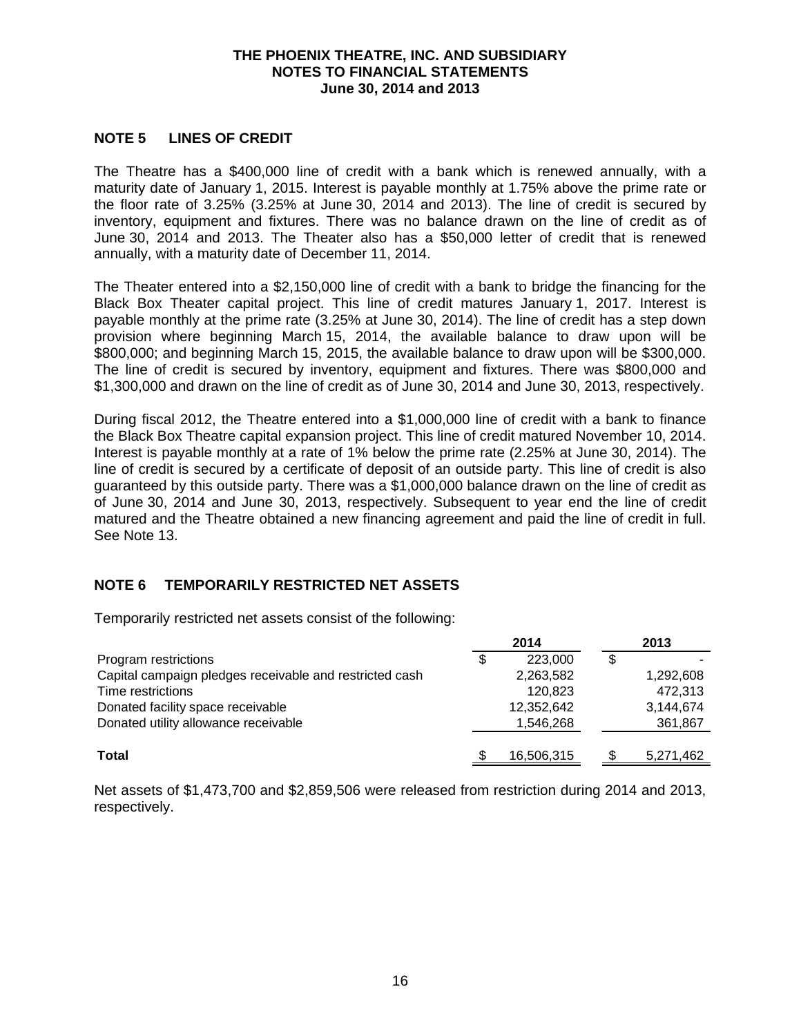## NOTE 5 LINES OF CREDIT

The Theatre has a $400,000 line of credit with a bank which is renewed annually, with a maturity date of January 1, 2015. Interest is payable monthly at 1.75% above the prime rate or the floor rate of 3.25% (3.25% at June 30, 2014 and 2013). The line of credit is secured by inventory, equipment and fixtures. There was no balance drawn on the line of credit as of June 30, 2014 and 2013. The Theater also has a $50,000 letter of credit that is renewed annually, with a maturity date of December 11, 2014.

The Theater entered into a $2,150,000 line of credit with a bank to bridge the financing for the Black Box Theater capital project. This line of credit matures January 1, 2017. Interest is payable monthly at the prime rate (3.25% at June 30, 2014). The line of credit has a step down provision where beginning March 15, 2014, the available balance to draw upon will be $800,000; and beginning March 15, 2015, the available balance to draw upon will be $300,000. The line of credit is secured by inventory, equipment and fixtures. There was $800,000 and $1,300,000 and drawn on the line of credit as of June 30, 2014 and June 30, 2013, respectively.

During fiscal 2012, the Theatre entered into a $1,000,000 line of credit with a bank to finance the Black Box Theatre capital expansion project. This line of credit matured November 10, 2014. Interest is payable monthly at a rate of 1% below the prime rate (2.25% at June 30, 2014). The line of credit is secured by a certificate of deposit of an outside party. This line of credit is also guaranteed by this outside party. There was a $1,000,000 balance drawn on the line of credit as of June 30, 2014 and June 30, 2013, respectively. Subsequent to year end the line of credit matured and the Theatre obtained a new financing agreement and paid the line of credit in full. See Note 13.

## NOTE 6 TEMPORARILY RESTRICTED NET ASSETS

Temporarily restricted net assets consist of the following:

| | 2014 | 2013 |
|---|---|---|
| Program restrictions | $ 223,000 | $ - |
| Capital campaign pledges receivable and restricted cash | 2,263,582 | 1,292,608 |
| Time restrictions | 120,823 | 472,313 |
| Donated facility space receivable | 12,352,642 | 3,144,674 |
| Donated utility allowance receivable | 1,546,268 | 361,867 |
| **Total** | $ 16,506,315 | $ 5,271,462 |

Net assets of $1,473,700 and $2,859,506 were released from restriction during 2014 and 2013, respectively.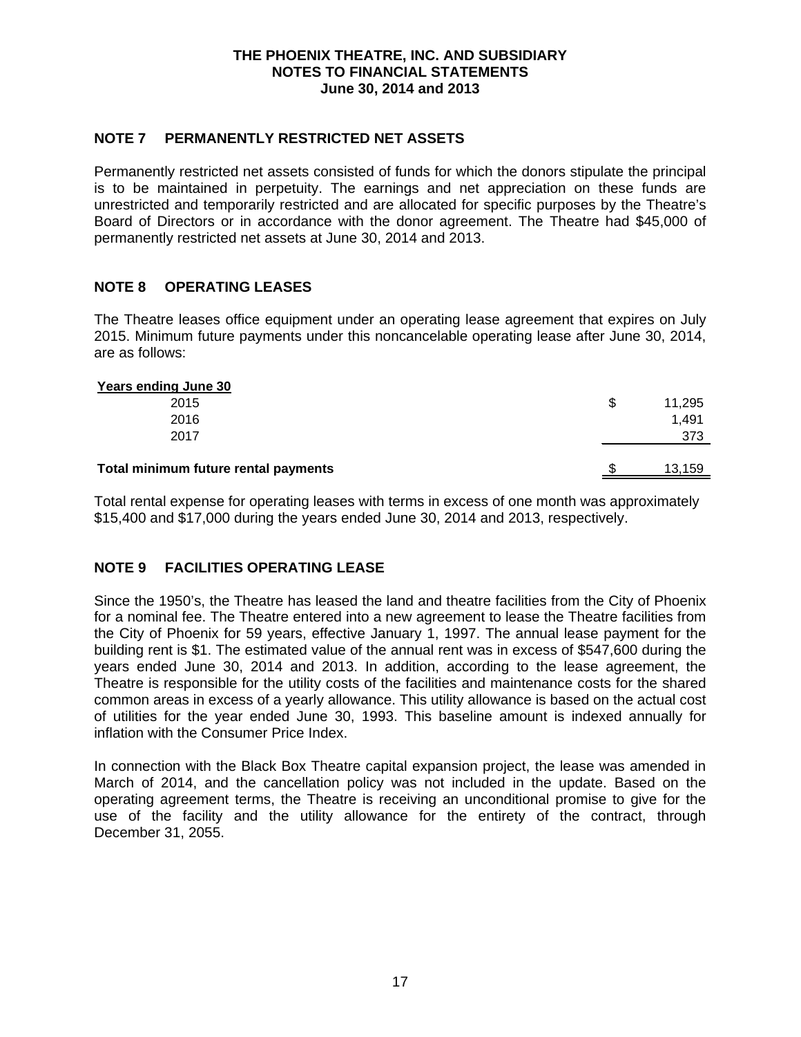## NOTE 7 PERMANENTLY RESTRICTED NET ASSETS

Permanently restricted net assets consisted of funds for which the donors stipulate the principal is to be maintained in perpetuity. The earnings and net appreciation on these funds are unrestricted and temporarily restricted and are allocated for specific purposes by the Theatre's Board of Directors or in accordance with the donor agreement. The Theatre had $45,000 of permanently restricted net assets at June 30, 2014 and 2013.

## NOTE 8 OPERATING LEASES

The Theatre leases office equipment under an operating lease agreement that expires on July 2015. Minimum future payments under this noncancelable operating lease after June 30, 2014, are as follows:

| Years ending June 30 | | |
|---|---|---|
| 2015 | $ | 11,295 |
| 2016 | | 1,491 |
| 2017 | | 373 |
| **Total minimum future rental payments** | $ | 13,159 |

Total rental expense for operating leases with terms in excess of one month was approximately $15,400 and $17,000 during the years ended June 30, 2014 and 2013, respectively.

## NOTE 9 FACILITIES OPERATING LEASE

Since the 1950's, the Theatre has leased the land and theatre facilities from the City of Phoenix for a nominal fee. The Theatre entered into a new agreement to lease the Theatre facilities from the City of Phoenix for 59 years, effective January 1, 1997. The annual lease payment for the building rent is $1. The estimated value of the annual rent was in excess of $547,600 during the years ended June 30, 2014 and 2013. In addition, according to the lease agreement, the Theatre is responsible for the utility costs of the facilities and maintenance costs for the shared common areas in excess of a yearly allowance. This utility allowance is based on the actual cost of utilities for the year ended June 30, 1993. This baseline amount is indexed annually for inflation with the Consumer Price Index.

In connection with the Black Box Theatre capital expansion project, the lease was amended in March of 2014, and the cancellation policy was not included in the update. Based on the operating agreement terms, the Theatre is receiving an unconditional promise to give for the use of the facility and the utility allowance for the entirety of the contract, through December 31, 2055.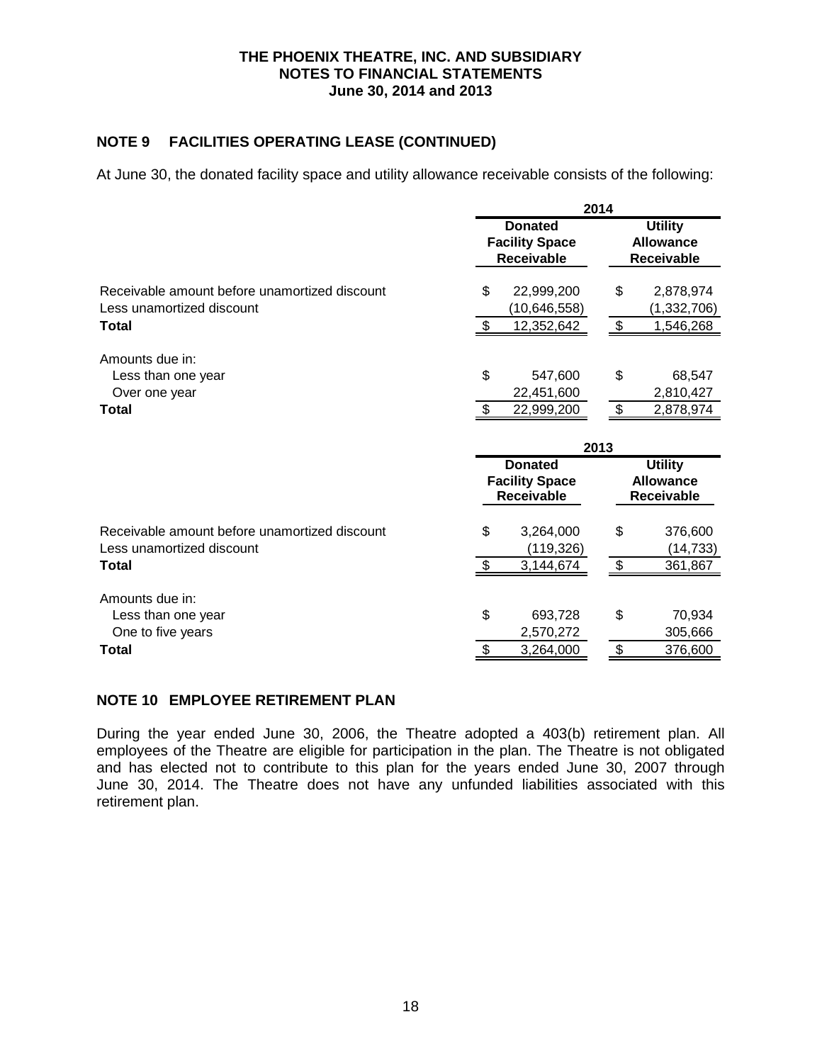THE PHOENIX THEATRE, INC. AND SUBSIDIARY
NOTES TO FINANCIAL STATEMENTS
June 30, 2014 and 2013

## NOTE 9 FACILITIES OPERATING LEASE (CONTINUED)

At June 30, the donated facility space and utility allowance receivable consists of the following:

| | 2014 | |
|---|---|---|
| | **Donated Facility Space Receivable** | **Utility Allowance Receivable** |
| Receivable amount before unamortized discount | $ 22,999,200 | $ 2,878,974 |
| Less unamortized discount | (10,646,558) | (1,332,706) |
| **Total** | $ 12,352,642 | $ 1,546,268 |
| Amounts due in: | | |
| Less than one year | $ 547,600 | $ 68,547 |
| Over one year | 22,451,600 | 2,810,427 |
| **Total** | $ 22,999,200 | $ 2,878,974 |

| | 2013 | |
|---|---|---|
| | **Donated Facility Space Receivable** | **Utility Allowance Receivable** |
| Receivable amount before unamortized discount | $ 3,264,000 | $ 376,600 |
| Less unamortized discount | (119,326) | (14,733) |
| **Total** | $ 3,144,674 | $ 361,867 |
| Amounts due in: | | |
| Less than one year | $ 693,728 | $ 70,934 |
| One to five years | 2,570,272 | 305,666 |
| **Total** | $ 3,264,000 | $ 376,600 |

## NOTE 10 EMPLOYEE RETIREMENT PLAN

During the year ended June 30, 2006, the Theatre adopted a 403(b) retirement plan. All employees of the Theatre are eligible for participation in the plan. The Theatre is not obligated and has elected not to contribute to this plan for the years ended June 30, 2007 through June 30, 2014. The Theatre does not have any unfunded liabilities associated with this retirement plan.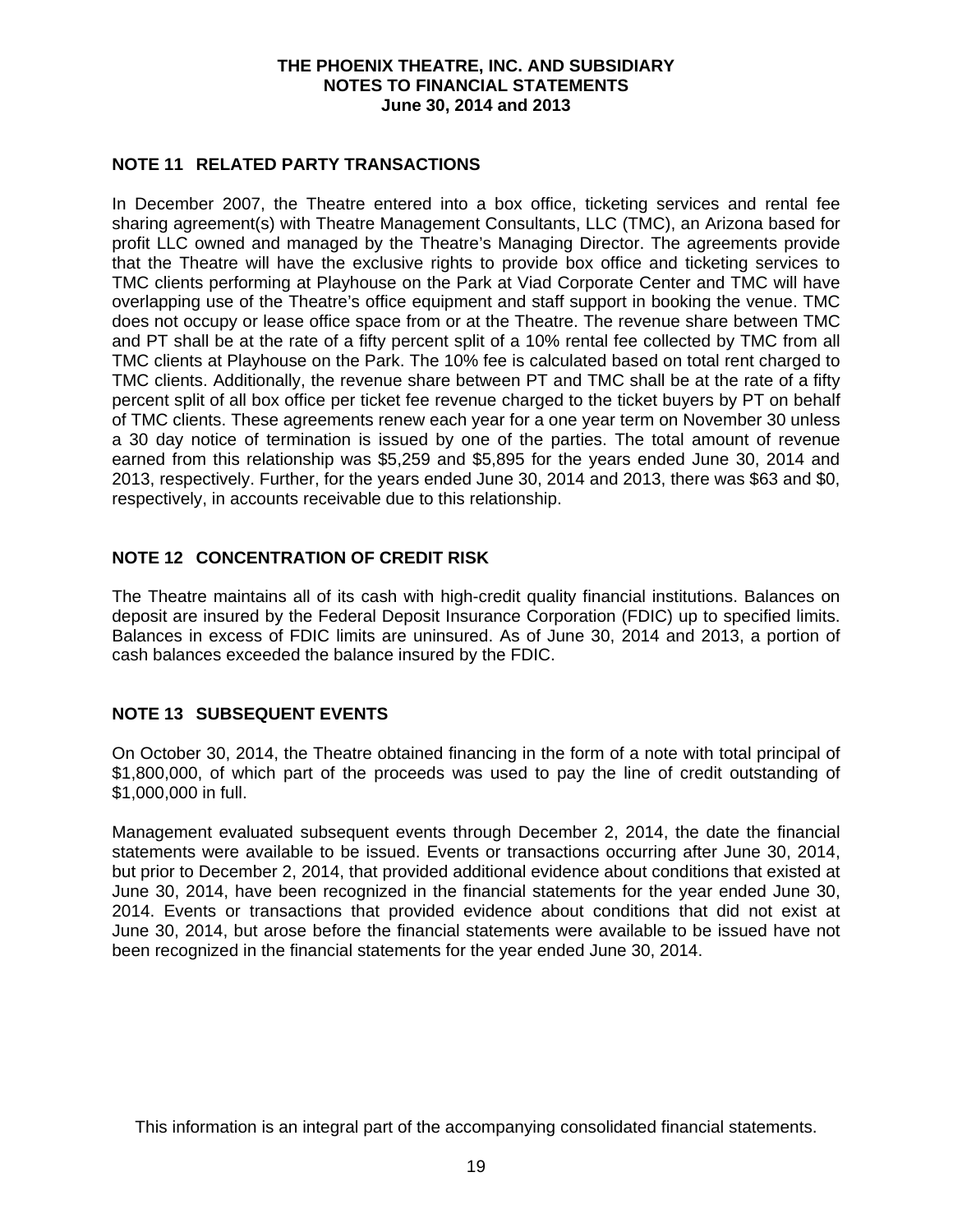## NOTE 11 RELATED PARTY TRANSACTIONS

In December 2007, the Theatre entered into a box office, ticketing services and rental fee sharing agreement(s) with Theatre Management Consultants, LLC (TMC), an Arizona based for profit LLC owned and managed by the Theatre's Managing Director. The agreements provide that the Theatre will have the exclusive rights to provide box office and ticketing services to TMC clients performing at Playhouse on the Park at Viad Corporate Center and TMC will have overlapping use of the Theatre's office equipment and staff support in booking the venue. TMC does not occupy or lease office space from or at the Theatre. The revenue share between TMC and PT shall be at the rate of a fifty percent split of a 10% rental fee collected by TMC from all TMC clients at Playhouse on the Park. The 10% fee is calculated based on total rent charged to TMC clients. Additionally, the revenue share between PT and TMC shall be at the rate of a fifty percent split of all box office per ticket fee revenue charged to the ticket buyers by PT on behalf of TMC clients. These agreements renew each year for a one year term on November 30 unless a 30 day notice of termination is issued by one of the parties. The total amount of revenue earned from this relationship was \$5,259 and \$5,895 for the years ended June 30, 2014 and 2013, respectively. Further, for the years ended June 30, 2014 and 2013, there was \$63 and \$0, respectively, in accounts receivable due to this relationship.

## NOTE 12 CONCENTRATION OF CREDIT RISK

The Theatre maintains all of its cash with high-credit quality financial institutions. Balances on deposit are insured by the Federal Deposit Insurance Corporation (FDIC) up to specified limits. Balances in excess of FDIC limits are uninsured. As of June 30, 2014 and 2013, a portion of cash balances exceeded the balance insured by the FDIC.

## NOTE 13 SUBSEQUENT EVENTS

On October 30, 2014, the Theatre obtained financing in the form of a note with total principal of \$1,800,000, of which part of the proceeds was used to pay the line of credit outstanding of \$1,000,000 in full.

Management evaluated subsequent events through December 2, 2014, the date the financial statements were available to be issued. Events or transactions occurring after June 30, 2014, but prior to December 2, 2014, that provided additional evidence about conditions that existed at June 30, 2014, have been recognized in the financial statements for the year ended June 30, 2014. Events or transactions that provided evidence about conditions that did not exist at June 30, 2014, but arose before the financial statements were available to be issued have not been recognized in the financial statements for the year ended June 30, 2014.

This information is an integral part of the accompanying consolidated financial statements.